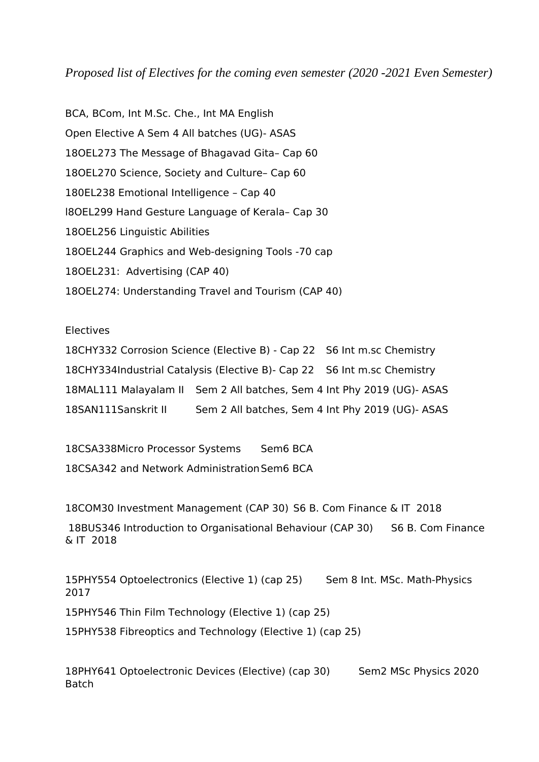*Proposed list of Electives for the coming even semester (2020 -2021 Even Semester)*

BCA, BCom, Int M.Sc. Che., Int MA English

Open Elective A Sem 4 All batches (UG)- ASAS

18OEL273 The Message of Bhagavad Gita– Cap 60

18OEL270 Science, Society and Culture– Cap 60

180EL238 Emotional Intelligence – Cap 40

l8OEL299 Hand Gesture Language of Kerala– Cap 30

18OEL256 Linguistic Abilities

18OEL244 Graphics and Web-designing Tools -70 cap

18OEL231: Advertising (CAP 40)

18OEL274: Understanding Travel and Tourism (CAP 40)

Electives

18CHY332 Corrosion Science (Elective B) - Cap 22 S6 Int m.sc Chemistry

18CHY334Industrial Catalysis (Elective B)- Cap 22 S6 Int m.sc Chemistry

18MAL111 Malayalam II Sem 2 All batches, Sem 4 Int Phy 2019 (UG)- ASAS

18SAN111Sanskrit II Sem 2 All batches, Sem 4 Int Phy 2019 (UG)- ASAS

18CSA338Micro Processor Systems Sem6 BCA

18CSA342 and Network Administration Sem6 BCA

18COM30 Investment Management (CAP 30) S6 B. Com Finance & IT 2018

18BUS346 Introduction to Organisational Behaviour (CAP 30) S6 B. Com Finance & IT 2018

15PHY554 Optoelectronics (Elective 1) (cap 25) Sem 8 Int. MSc. Math-Physics 2017

15PHY546 Thin Film Technology (Elective 1) (cap 25)

15PHY538 Fibreoptics and Technology (Elective 1) (cap 25)

18PHY641 Optoelectronic Devices (Elective) (cap 30) Sem2 MSc Physics 2020 Batch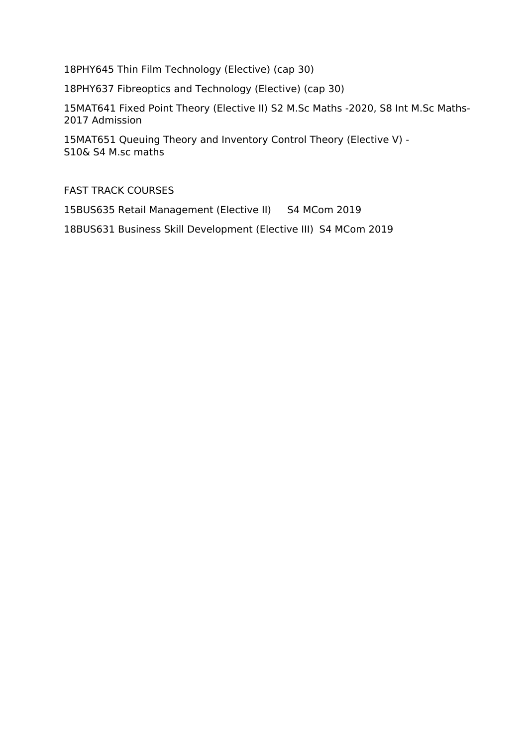18PHY645 Thin Film Technology (Elective) (cap 30)

18PHY637 Fibreoptics and Technology (Elective) (cap 30)

15MAT641 Fixed Point Theory (Elective II) S2 M.Sc Maths -2020, S8 Int M.Sc Maths-2017 Admission

15MAT651 Queuing Theory and Inventory Control Theory (Elective V) - S10& S4 M.sc maths

FAST TRACK COURSES

15BUS635 Retail Management (Elective II) S4 MCom 2019

18BUS631 Business Skill Development (Elective III) S4 MCom 2019